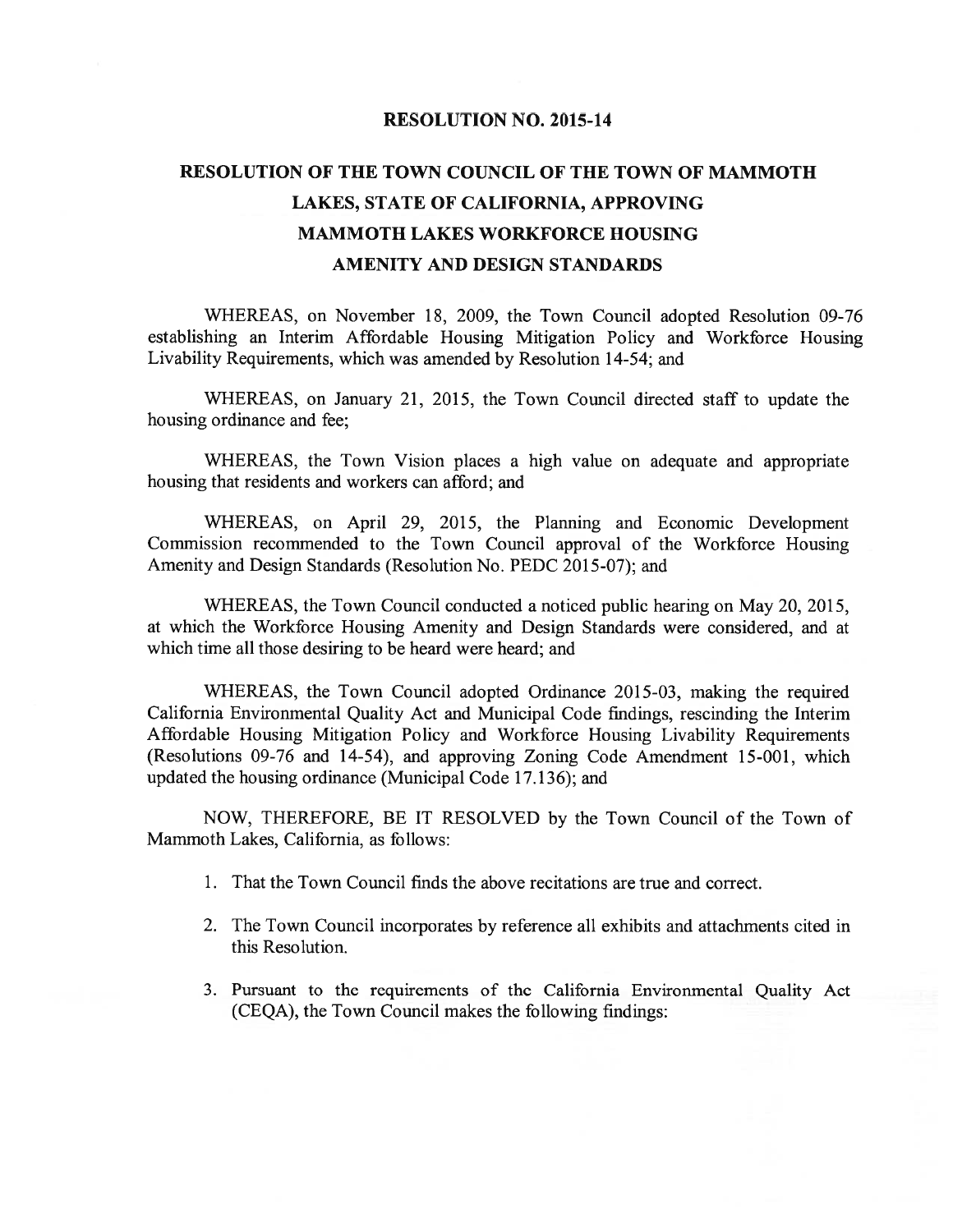# RESOLUTION NO. 2015-14

## RESOLUTION OF THE TOWN COUNCIL OF THE TOWN OF MAMMOTH LAKES, STATE OF CALIFORNIA, APPROVING MAMMOTH LAKES WORKFORCE HOUSING AMENITY AND DESIGN STANDARDS

WHEREAS, on November 18, 2009, the Town Council adopted Resolution 09-76 establishing an Interim Affordable Housing Mitigation Policy and Workforce Housing Livability Requirements, which was amended by Resolution 14-54; and

WHEREAS, on January 21, 2015, the Town Council directed staff to update the housing ordinance and fee;

WHEREAS, the Town Vision places a high value on adequate and appropriate housing that residents and workers can afford; and

WHEREAS, on April 29, 2015, the Planning and Economic Development Commission recommended to the Town Council approval of the Workforce Housing Amenity and Design Standards (Resolution No. PEDC 2015-07); and

WHEREAS, the Town Council conducted a noticed public hearing on May 20, 2015, at which the Workforce Housing Amenity and Design Standards were considered, and at which time all those desiring to be heard were heard; and

WHEREAS, the Town Council adopted Ordinance 2015-03, making the required California Environmental Quality Act and Municipal Code findings, rescinding the Interim Affordable Housing Mitigation Policy and Workforce Housing Livability Requirements (Resolutions 09-76 and 14-54), and approving Zoning Code Amendment 15-001, which updated the housing ordinance (Municipal Code 17.136); and

NOW, THEREFORE, BE IT RESOLVED by the Town Council of the Town of Mammoth Lakes, California, as follows:

1. That the Town Council finds the above recitations are true and correct.

2. The Town Council incorporates by reference all exhibits and attachments cited in this Resolution.

3. Pursuant to the requirements of the California Environmental Quality Act (CEQA), the Town Council makes the following findings: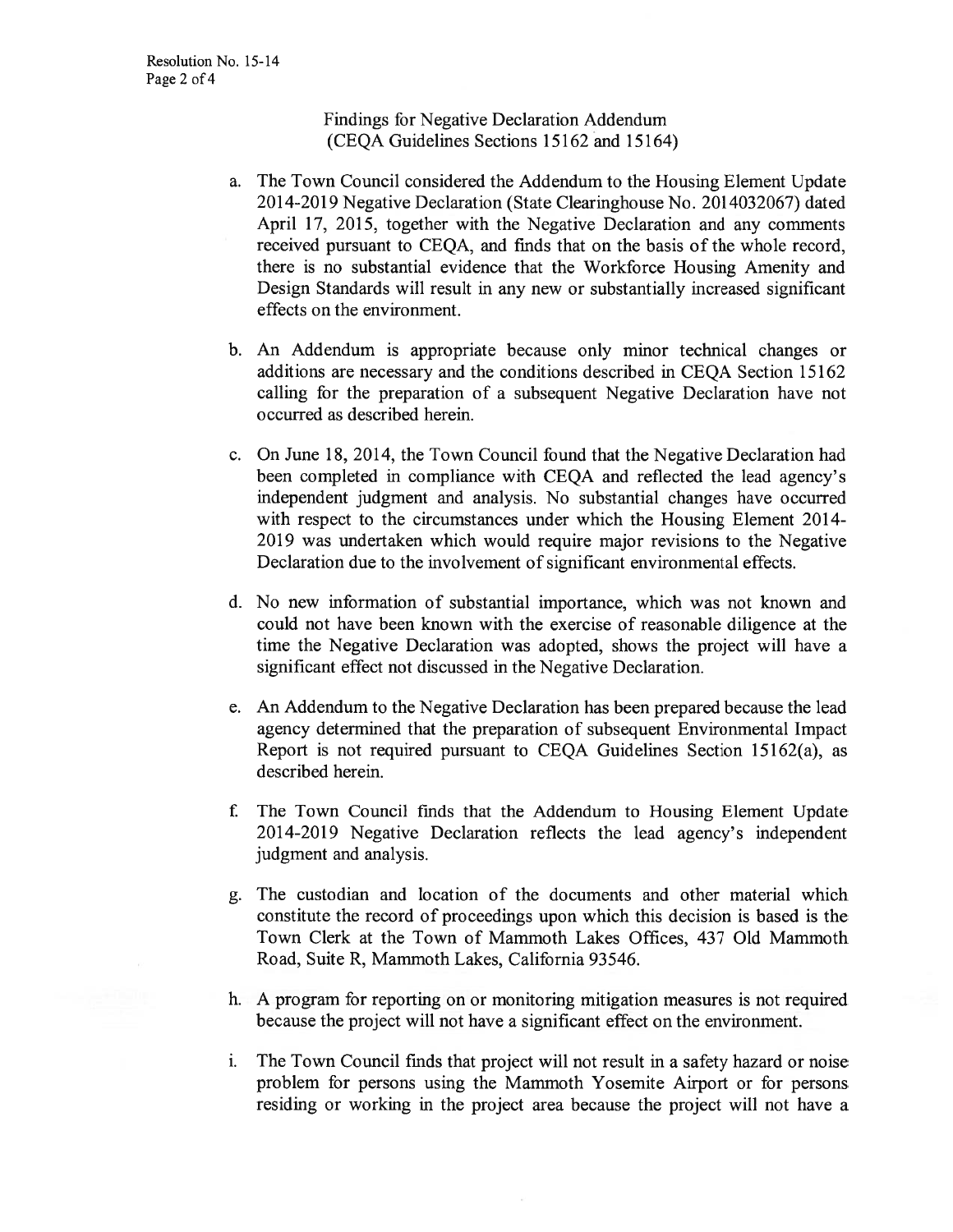Findings for Negative Declaration Addendum
(CEQA Guidelines Sections 15162 and 15164)

a. The Town Council considered the Addendum to the Housing Element Update 2014-2019 Negative Declaration (State Clearinghouse No. 2014032067) dated April 17, 2015, together with the Negative Declaration and any comments received pursuant to CEQA, and finds that on the basis of the whole record, there is no substantial evidence that the Workforce Housing Amenity and Design Standards will result in any new or substantially increased significant effects on the environment.

b. An Addendum is appropriate because only minor technical changes or additions are necessary and the conditions described in CEQA Section 15162 calling for the preparation of a subsequent Negative Declaration have not occurred as described herein.

c. On June 18, 2014, the Town Council found that the Negative Declaration had been completed in compliance with CEQA and reflected the lead agency's independent judgment and analysis. No substantial changes have occurred with respect to the circumstances under which the Housing Element 2014-2019 was undertaken which would require major revisions to the Negative Declaration due to the involvement of significant environmental effects.

d. No new information of substantial importance, which was not known and could not have been known with the exercise of reasonable diligence at the time the Negative Declaration was adopted, shows the project will have a significant effect not discussed in the Negative Declaration.

e. An Addendum to the Negative Declaration has been prepared because the lead agency determined that the preparation of subsequent Environmental Impact Report is not required pursuant to CEQA Guidelines Section 15162(a), as described herein.

f. The Town Council finds that the Addendum to Housing Element Update 2014-2019 Negative Declaration reflects the lead agency's independent judgment and analysis.

g. The custodian and location of the documents and other material which constitute the record of proceedings upon which this decision is based is the Town Clerk at the Town of Mammoth Lakes Offices, 437 Old Mammoth Road, Suite R, Mammoth Lakes, California 93546.

h. A program for reporting on or monitoring mitigation measures is not required because the project will not have a significant effect on the environment.

i. The Town Council finds that project will not result in a safety hazard or noise problem for persons using the Mammoth Yosemite Airport or for persons residing or working in the project area because the project will not have a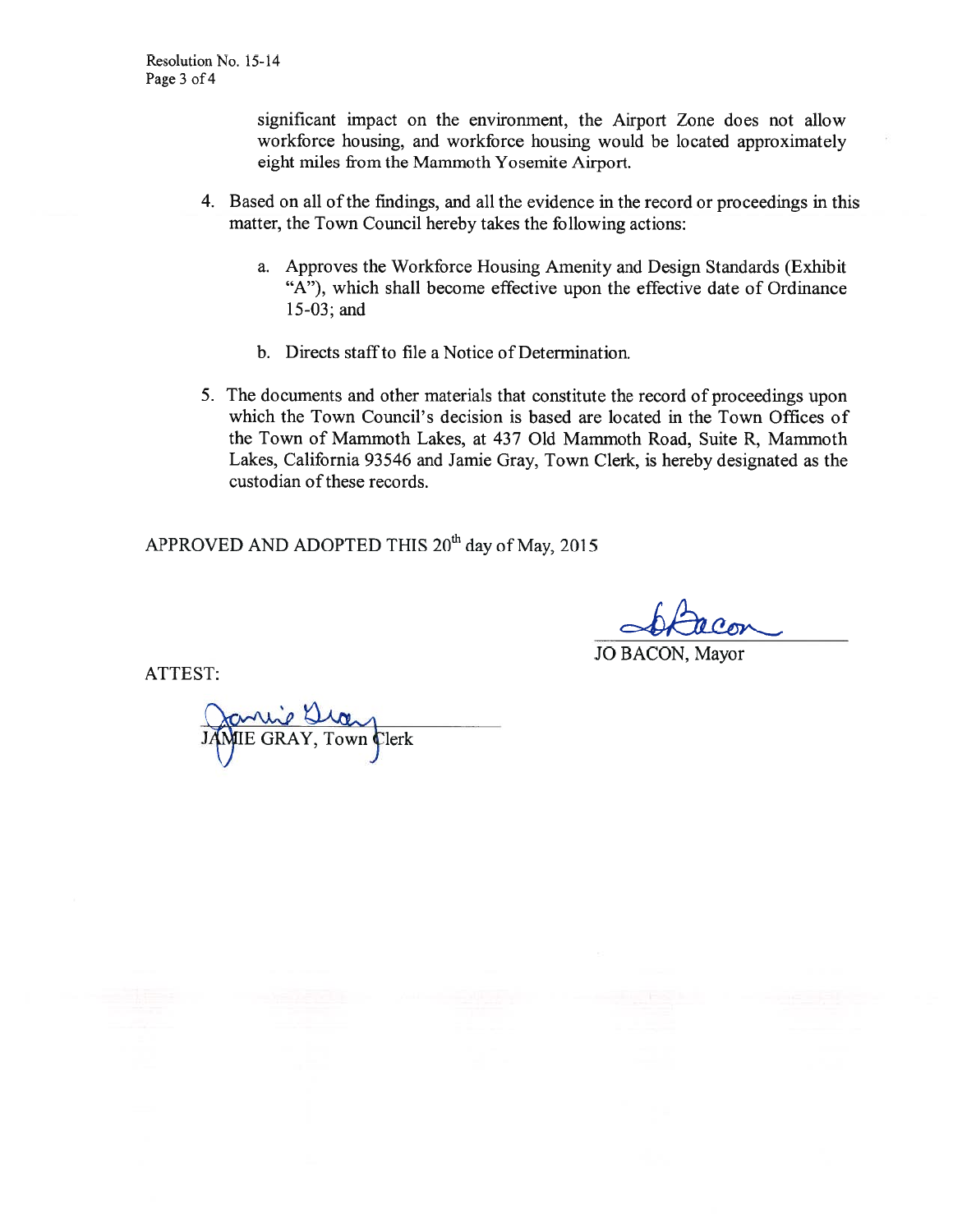significant impact on the environment, the Airport Zone does not allow workforce housing, and workforce housing would be located approximately eight miles from the Mammoth Yosemite Airport.

4. Based on all of the findings, and all the evidence in the record or proceedings in this matter, the Town Council hereby takes the following actions:

   a. Approves the Workforce Housing Amenity and Design Standards (Exhibit "A"), which shall become effective upon the effective date of Ordinance 15-03; and

   b. Directs staff to file a Notice of Determination.

5. The documents and other materials that constitute the record of proceedings upon which the Town Council's decision is based are located in the Town Offices of the Town of Mammoth Lakes, at 437 Old Mammoth Road, Suite R, Mammoth Lakes, California 93546 and Jamie Gray, Town Clerk, is hereby designated as the custodian of these records.

APPROVED AND ADOPTED THIS 20th day of May, 2015

JO BACON, Mayor

ATTEST:

JAMIE GRAY, Town Clerk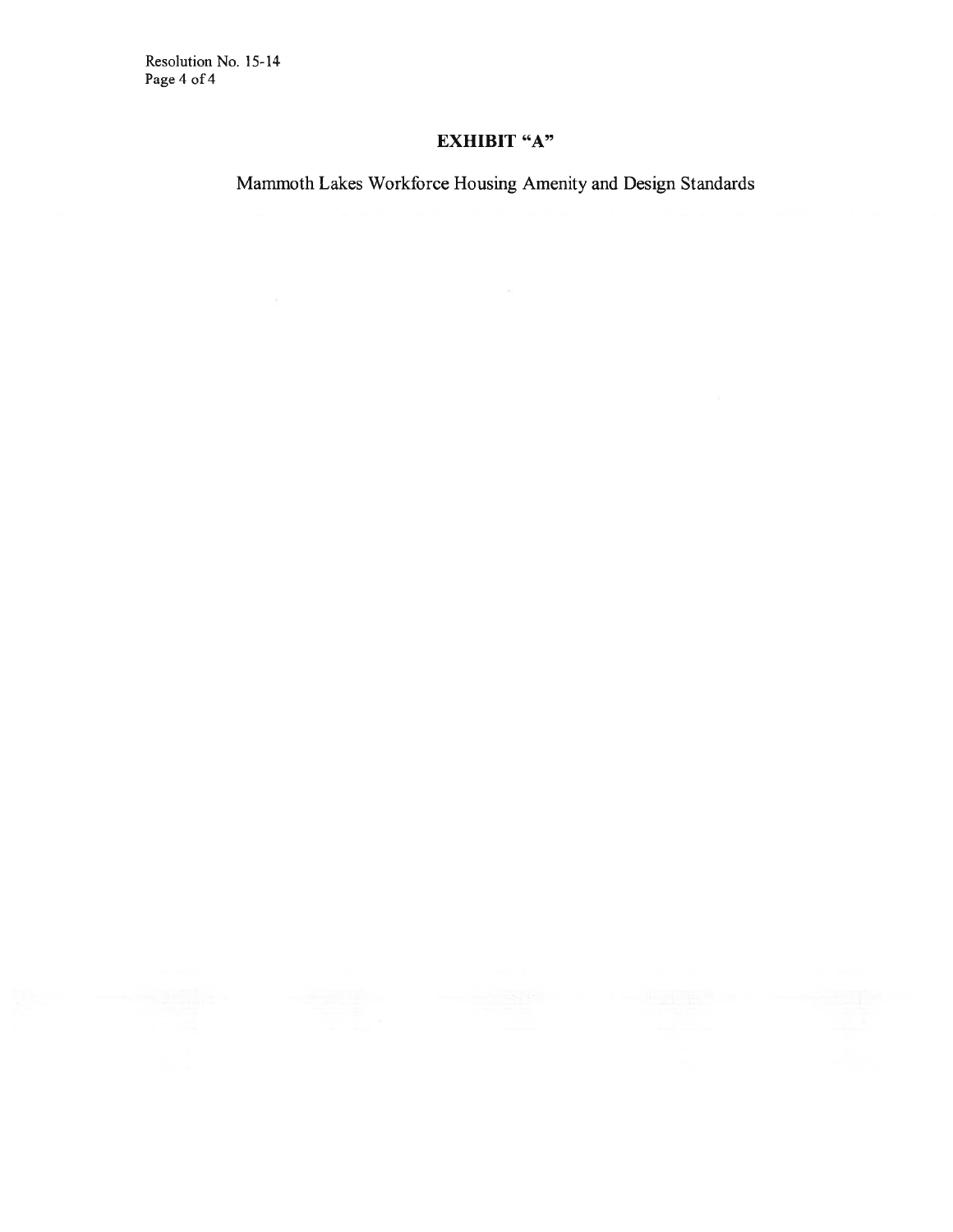# EXHIBIT "A"

Mammoth Lakes Workforce Housing Amenity and Design Standards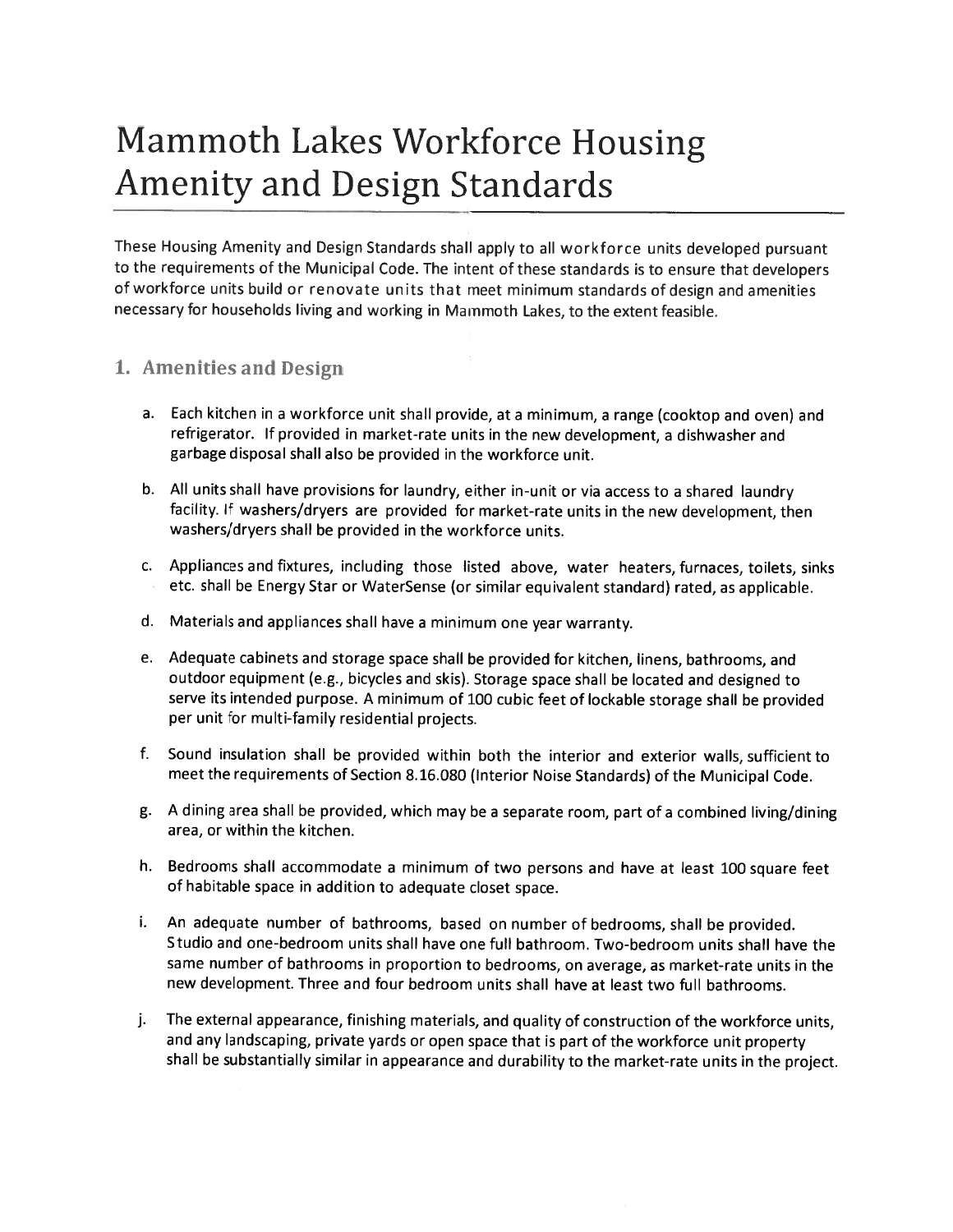# Mammoth Lakes Workforce Housing Amenity and Design Standards

These Housing Amenity and Design Standards shall apply to all workforce units developed pursuant to the requirements of the Municipal Code. The intent of these standards is to ensure that developers of workforce units build or renovate units that meet minimum standards of design and amenities necessary for households living and working in Mammoth Lakes, to the extent feasible.

## 1. Amenities and Design

a. Each kitchen in a workforce unit shall provide, at a minimum, a range (cooktop and oven) and refrigerator. If provided in market-rate units in the new development, a dishwasher and garbage disposal shall also be provided in the workforce unit.

b. All units shall have provisions for laundry, either in-unit or via access to a shared laundry facility. If washers/dryers are provided for market-rate units in the new development, then washers/dryers shall be provided in the workforce units.

c. Appliances and fixtures, including those listed above, water heaters, furnaces, toilets, sinks etc. shall be Energy Star or WaterSense (or similar equivalent standard) rated, as applicable.

d. Materials and appliances shall have a minimum one year warranty.

e. Adequate cabinets and storage space shall be provided for kitchen, linens, bathrooms, and outdoor equipment (e.g., bicycles and skis). Storage space shall be located and designed to serve its intended purpose. A minimum of 100 cubic feet of lockable storage shall be provided per unit for multi-family residential projects.

f. Sound insulation shall be provided within both the interior and exterior walls, sufficient to meet the requirements of Section 8.16.080 (Interior Noise Standards) of the Municipal Code.

g. A dining area shall be provided, which may be a separate room, part of a combined living/dining area, or within the kitchen.

h. Bedrooms shall accommodate a minimum of two persons and have at least 100 square feet of habitable space in addition to adequate closet space.

i. An adequate number of bathrooms, based on number of bedrooms, shall be provided. Studio and one-bedroom units shall have one full bathroom. Two-bedroom units shall have the same number of bathrooms in proportion to bedrooms, on average, as market-rate units in the new development. Three and four bedroom units shall have at least two full bathrooms.

j. The external appearance, finishing materials, and quality of construction of the workforce units, and any landscaping, private yards or open space that is part of the workforce unit property shall be substantially similar in appearance and durability to the market-rate units in the project.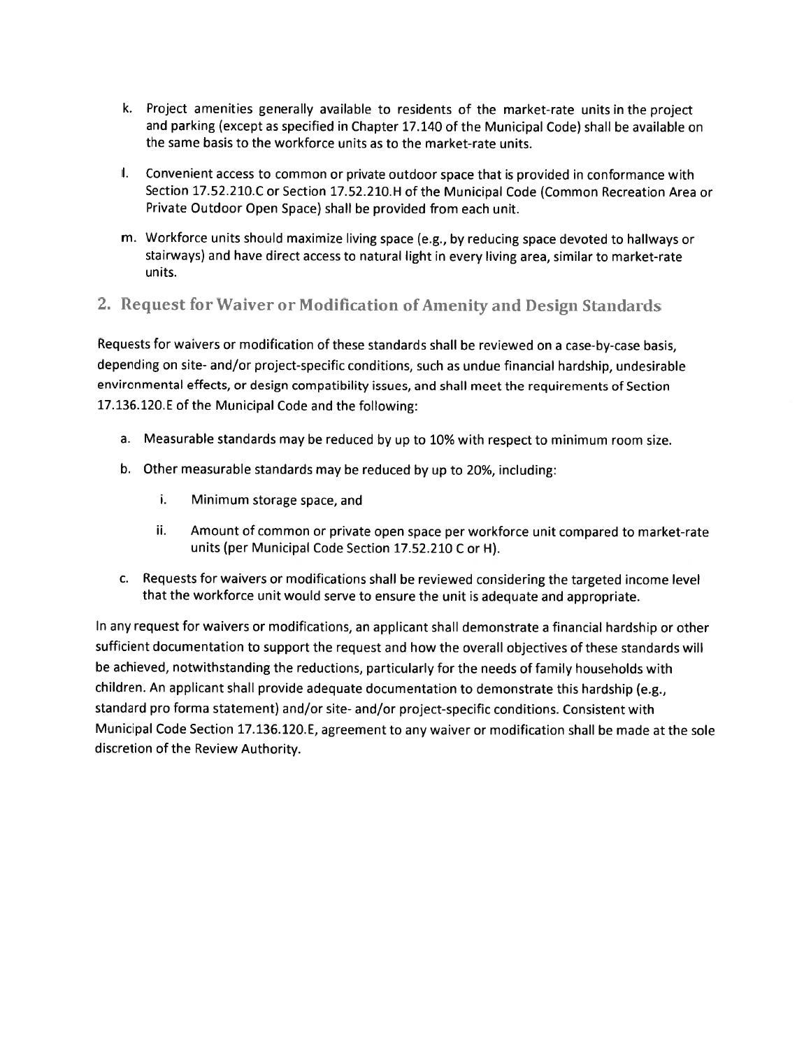k. Project amenities generally available to residents of the market-rate units in the project and parking (except as specified in Chapter 17.140 of the Municipal Code) shall be available on the same basis to the workforce units as to the market-rate units.

l. Convenient access to common or private outdoor space that is provided in conformance with Section 17.52.210.C or Section 17.52.210.H of the Municipal Code (Common Recreation Area or Private Outdoor Open Space) shall be provided from each unit.

m. Workforce units should maximize living space (e.g., by reducing space devoted to hallways or stairways) and have direct access to natural light in every living area, similar to market-rate units.

## 2. Request for Waiver or Modification of Amenity and Design Standards

Requests for waivers or modification of these standards shall be reviewed on a case-by-case basis, depending on site- and/or project-specific conditions, such as undue financial hardship, undesirable environmental effects, or design compatibility issues, and shall meet the requirements of Section 17.136.120.E of the Municipal Code and the following:

a. Measurable standards may be reduced by up to 10% with respect to minimum room size.

b. Other measurable standards may be reduced by up to 20%, including:

   i. Minimum storage space, and

   ii. Amount of common or private open space per workforce unit compared to market-rate units (per Municipal Code Section 17.52.210 C or H).

c. Requests for waivers or modifications shall be reviewed considering the targeted income level that the workforce unit would serve to ensure the unit is adequate and appropriate.

In any request for waivers or modifications, an applicant shall demonstrate a financial hardship or other sufficient documentation to support the request and how the overall objectives of these standards will be achieved, notwithstanding the reductions, particularly for the needs of family households with children. An applicant shall provide adequate documentation to demonstrate this hardship (e.g., standard pro forma statement) and/or site- and/or project-specific conditions. Consistent with Municipal Code Section 17.136.120.E, agreement to any waiver or modification shall be made at the sole discretion of the Review Authority.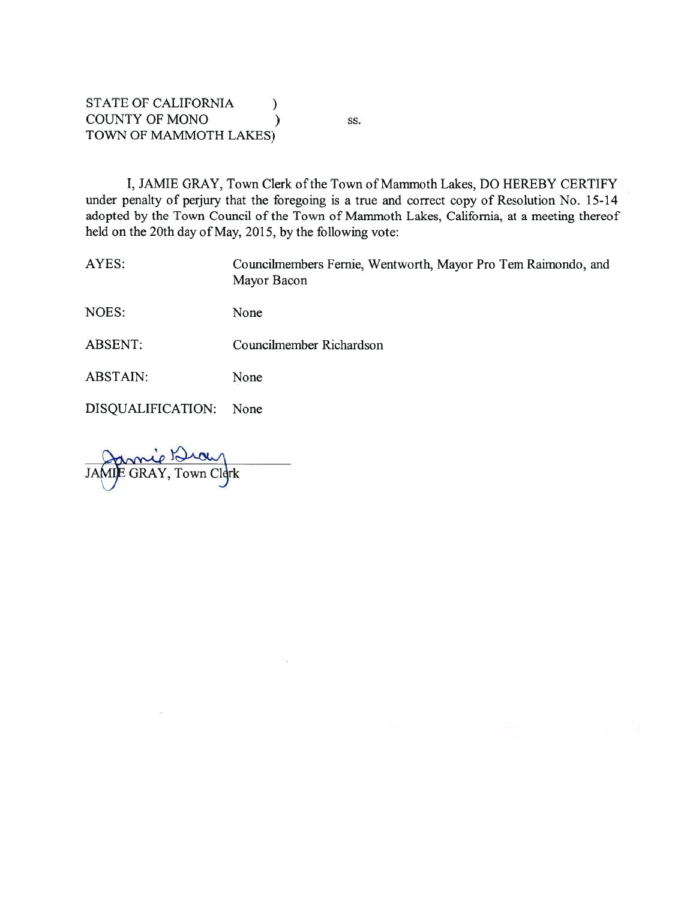STATE OF CALIFORNIA )
COUNTY OF MONO ) ss.
TOWN OF MAMMOTH LAKES)

I, JAMIE GRAY, Town Clerk of the Town of Mammoth Lakes, DO HEREBY CERTIFY under penalty of perjury that the foregoing is a true and correct copy of Resolution No. 15-14 adopted by the Town Council of the Town of Mammoth Lakes, California, at a meeting thereof held on the 20th day of May, 2015, by the following vote:

| | |
|---|---|
| AYES: | Councilmembers Fernie, Wentworth, Mayor Pro Tem Raimondo, and Mayor Bacon |
| NOES: | None |
| ABSENT: | Councilmember Richardson |
| ABSTAIN: | None |
| DISQUALIFICATION: | None |

JAMIE GRAY, Town Clerk